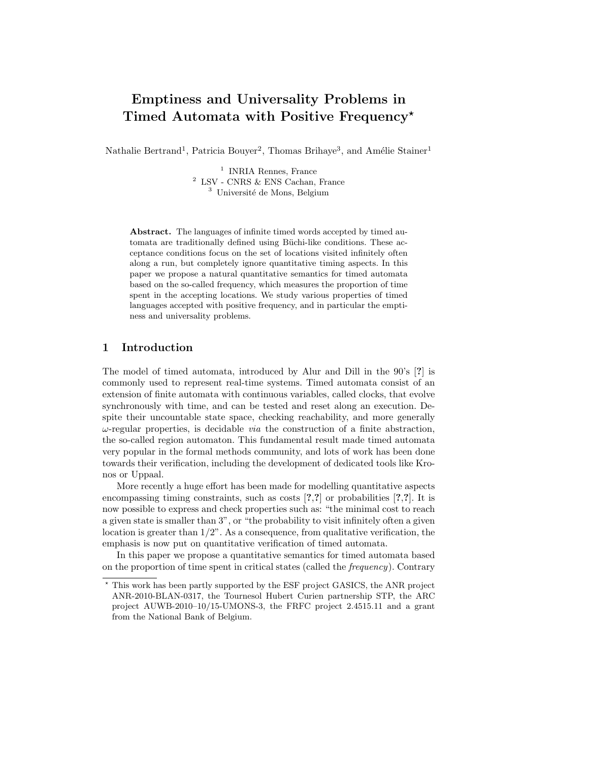# Emptiness and Universality Problems in Timed Automata with Positive Frequency*

Nathalie Bertrand[1], Patricia Bouyer[2], Thomas Brihaye[3], and Amélie Stainer[1]

[1] INRIA Rennes, France
[2] LSV - CNRS & ENS Cachan, France
[3] Université de Mons, Belgium

**Abstract.** The languages of infinite timed words accepted by timed automata are traditionally defined using Büchi-like conditions. These acceptance conditions focus on the set of locations visited infinitely often along a run, but completely ignore quantitative timing aspects. In this paper we propose a natural quantitative semantics for timed automata based on the so-called frequency, which measures the proportion of time spent in the accepting locations. We study various properties of timed languages accepted with positive frequency, and in particular the emptiness and universality problems.

## 1 Introduction

The model of timed automata, introduced by Alur and Dill in the 90's [**?**] is commonly used to represent real-time systems. Timed automata consist of an extension of finite automata with continuous variables, called clocks, that evolve synchronously with time, and can be tested and reset along an execution. Despite their uncountable state space, checking reachability, and more generally $\omega$-regular properties, is decidable *via* the construction of a finite abstraction, the so-called region automaton. This fundamental result made timed automata very popular in the formal methods community, and lots of work has been done towards their verification, including the development of dedicated tools like Kronos or Uppaal.

More recently a huge effort has been made for modelling quantitative aspects encompassing timing constraints, such as costs [**?**,**?**] or probabilities [**?**,**?**]. It is now possible to express and check properties such as: "the minimal cost to reach a given state is smaller than 3", or "the probability to visit infinitely often a given location is greater than 1/2". As a consequence, from qualitative verification, the emphasis is now put on quantitative verification of timed automata.

In this paper we propose a quantitative semantics for timed automata based on the proportion of time spent in critical states (called the *frequency*). Contrary

* This work has been partly supported by the ESF project GASICS, the ANR project ANR-2010-BLAN-0317, the Tournesol Hubert Curien partnership STP, the ARC project AUWB-2010–10/15-UMONS-3, the FRFC project 2.4515.11 and a grant from the National Bank of Belgium.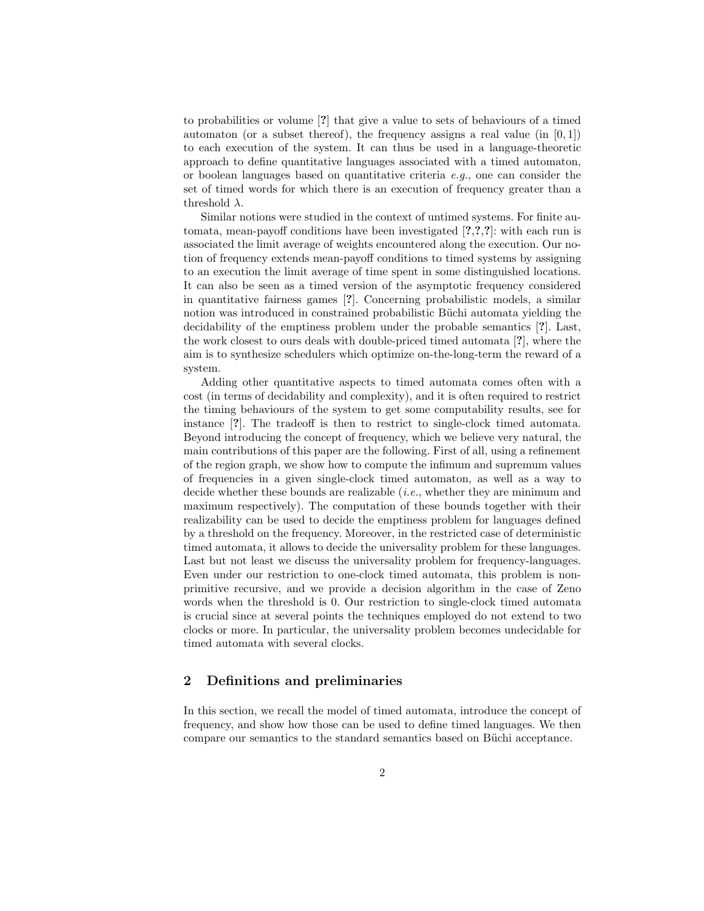to probabilities or volume [?] that give a value to sets of behaviours of a timed automaton (or a subset thereof), the frequency assigns a real value (in $[0,1]$) to each execution of the system. It can thus be used in a language-theoretic approach to define quantitative languages associated with a timed automaton, or boolean languages based on quantitative criteria *e.g.*, one can consider the set of timed words for which there is an execution of frequency greater than a threshold $\lambda$.

Similar notions were studied in the context of untimed systems. For finite automata, mean-payoff conditions have been investigated [?,?,?]: with each run is associated the limit average of weights encountered along the execution. Our notion of frequency extends mean-payoff conditions to timed systems by assigning to an execution the limit average of time spent in some distinguished locations. It can also be seen as a timed version of the asymptotic frequency considered in quantitative fairness games [?]. Concerning probabilistic models, a similar notion was introduced in constrained probabilistic Büchi automata yielding the decidability of the emptiness problem under the probable semantics [?]. Last, the work closest to ours deals with double-priced timed automata [?], where the aim is to synthesize schedulers which optimize on-the-long-term the reward of a system.

Adding other quantitative aspects to timed automata comes often with a cost (in terms of decidability and complexity), and it is often required to restrict the timing behaviours of the system to get some computability results, see for instance [?]. The tradeoff is then to restrict to single-clock timed automata. Beyond introducing the concept of frequency, which we believe very natural, the main contributions of this paper are the following. First of all, using a refinement of the region graph, we show how to compute the infimum and supremum values of frequencies in a given single-clock timed automaton, as well as a way to decide whether these bounds are realizable (*i.e.*, whether they are minimum and maximum respectively). The computation of these bounds together with their realizability can be used to decide the emptiness problem for languages defined by a threshold on the frequency. Moreover, in the restricted case of deterministic timed automata, it allows to decide the universality problem for these languages. Last but not least we discuss the universality problem for frequency-languages. Even under our restriction to one-clock timed automata, this problem is non-primitive recursive, and we provide a decision algorithm in the case of Zeno words when the threshold is 0. Our restriction to single-clock timed automata is crucial since at several points the techniques employed do not extend to two clocks or more. In particular, the universality problem becomes undecidable for timed automata with several clocks.

## 2 Definitions and preliminaries

In this section, we recall the model of timed automata, introduce the concept of frequency, and show how those can be used to define timed languages. We then compare our semantics to the standard semantics based on Büchi acceptance.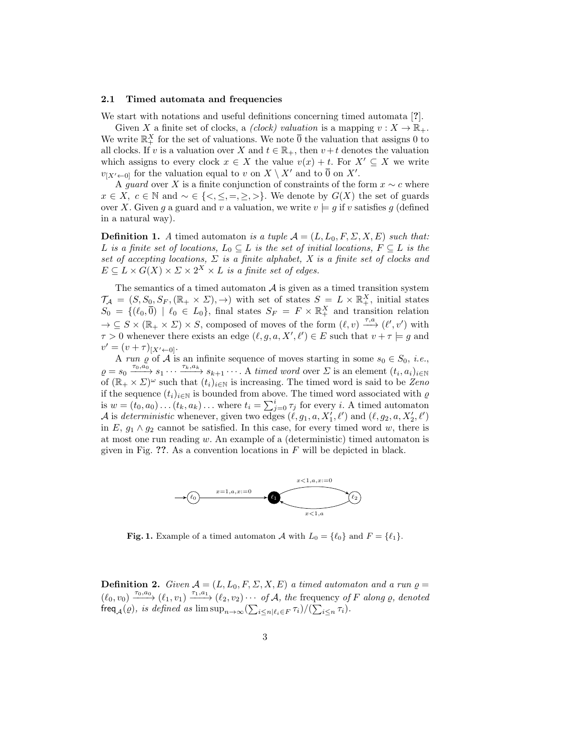### 2.1 Timed automata and frequencies

We start with notations and useful definitions concerning timed automata [**?**].

Given $X$ a finite set of clocks, a *(clock) valuation* is a mapping $v : X \to \mathbb{R}_+$. We write $\mathbb{R}_+^X$ for the set of valuations. We note $\overline{0}$ the valuation that assigns 0 to all clocks. If $v$ is a valuation over $X$ and $t \in \mathbb{R}_+$, then $v + t$ denotes the valuation which assigns to every clock $x \in X$ the value $v(x) + t$. For $X' \subseteq X$ we write $v_{[X' \leftarrow 0]}$ for the valuation equal to $v$ on $X \setminus X'$ and to $\overline{0}$ on $X'$.

A *guard* over $X$ is a finite conjunction of constraints of the form $x \sim c$ where $x \in X$, $c \in \mathbb{N}$ and $\sim \in \{<, \leq, =, \geq, >\}$. We denote by $G(X)$ the set of guards over $X$. Given $g$ a guard and $v$ a valuation, we write $v \models g$ if $v$ satisfies $g$ (defined in a natural way).

**Definition 1.** *A* timed automaton *is a tuple $\mathcal{A} = (L, L_0, F, \Sigma, X, E)$ such that: $L$ is a finite set of locations, $L_0 \subseteq L$ is the set of initial locations, $F \subseteq L$ is the set of accepting locations, $\Sigma$ is a finite alphabet, $X$ is a finite set of clocks and $E \subseteq L \times G(X) \times \Sigma \times 2^X \times L$ is a finite set of edges.*

The semantics of a timed automaton $\mathcal{A}$ is given as a timed transition system $\mathcal{T}_\mathcal{A} = (S, S_0, S_F, (\mathbb{R}_+ \times \Sigma), \to)$ with set of states $S = L \times \mathbb{R}_+^X$, initial states $S_0 = \{(\ell_0, \overline{0}) \mid \ell_0 \in L_0\}$, final states $S_F = F \times \mathbb{R}_+^X$ and transition relation $\to \subseteq S \times (\mathbb{R}_+ \times \Sigma) \times S$, composed of moves of the form $(\ell, v) \xrightarrow{\tau, a} (\ell', v')$ with $\tau > 0$ whenever there exists an edge $(\ell, g, a, X', \ell') \in E$ such that $v + \tau \models g$ and $v' = (v + \tau)_{[X' \leftarrow 0]}$.

A *run* $\varrho$ of $\mathcal{A}$ is an infinite sequence of moves starting in some $s_0 \in S_0$, *i.e.*, $\varrho = s_0 \xrightarrow{\tau_0, a_0} s_1 \cdots \xrightarrow{\tau_k, a_k} s_{k+1} \cdots$. A *timed word* over $\Sigma$ is an element $(t_i, a_i)_{i \in \mathbb{N}}$ of $(\mathbb{R}_+ \times \Sigma)^\omega$ such that $(t_i)_{i \in \mathbb{N}}$ is increasing. The timed word is said to be *Zeno* if the sequence $(t_i)_{i \in \mathbb{N}}$ is bounded from above. The timed word associated with $\varrho$ is $w = (t_0, a_0) \ldots (t_k, a_k) \ldots$ where $t_i = \sum_{j=0}^{i} \tau_j$ for every $i$. A timed automaton $\mathcal{A}$ is *deterministic* whenever, given two edges $(\ell, g_1, a, X'_1, \ell')$ and $(\ell, g_2, a, X'_2, \ell')$ in $E$, $g_1 \wedge g_2$ cannot be satisfied. In this case, for every timed word $w$, there is at most one run reading $w$. An example of a (deterministic) timed automaton is given in Fig. **??**. As a convention locations in $F$ will be depicted in black.

**Fig. 1.** Example of a timed automaton $\mathcal{A}$ with $L_0 = \{\ell_0\}$ and $F = \{\ell_1\}$.

**Definition 2.** *Given $\mathcal{A} = (L, L_0, F, \Sigma, X, E)$ a timed automaton and a run $\varrho = (\ell_0, v_0) \xrightarrow{\tau_0, a_0} (\ell_1, v_1) \xrightarrow{\tau_1, a_1} (\ell_2, v_2) \cdots$ of $\mathcal{A}$, the* frequency *of $F$ along $\varrho$, denoted $\mathsf{freq}_\mathcal{A}(\varrho)$, is defined as $\limsup_{n \to \infty} (\sum_{i \leq n \mid \ell_i \in F} \tau_i) / (\sum_{i \leq n} \tau_i)$.*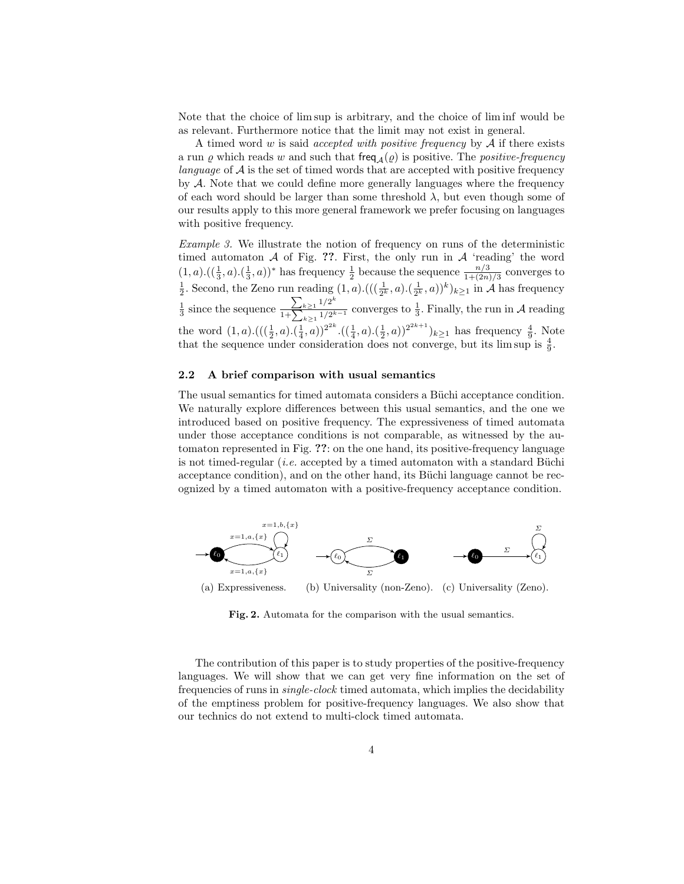Note that the choice of lim sup is arbitrary, and the choice of lim inf would be as relevant. Furthermore notice that the limit may not exist in general.

A timed word $w$ is said *accepted with positive frequency* by $\mathcal{A}$ if there exists a run $\varrho$ which reads $w$ and such that $\mathsf{freq}_{\mathcal{A}}(\varrho)$ is positive. The *positive-frequency language* of $\mathcal{A}$ is the set of timed words that are accepted with positive frequency by $\mathcal{A}$. Note that we could define more generally languages where the frequency of each word should be larger than some threshold $\lambda$, but even though some of our results apply to this more general framework we prefer focusing on languages with positive frequency.

*Example 3.* We illustrate the notion of frequency on runs of the deterministic timed automaton $\mathcal{A}$ of Fig. **??**. First, the only run in $\mathcal{A}$ 'reading' the word $(1,a).((\frac{1}{3},a).(\frac{1}{3},a))^*$ has frequency $\frac{1}{2}$ because the sequence $\frac{n/3}{1+(2n)/3}$ converges to $\frac{1}{2}$. Second, the Zeno run reading $(1,a).(((\frac{1}{2^k},a).(\frac{1}{2^k},a))^k)_{k\geq 1}$ in $\mathcal{A}$ has frequency $\frac{1}{3}$ since the sequence $\frac{\sum_{k\geq 1} 1/2^k}{1+\sum_{k\geq 1} 1/2^{k-1}}$ converges to $\frac{1}{3}$. Finally, the run in $\mathcal{A}$ reading the word $(1,a).(((\frac{1}{2},a).(\frac{1}{4},a))^{2^{2k}}.((\frac{1}{4},a).(\frac{1}{2},a))^{2^{2k+1}})_{k\geq 1}$ has frequency $\frac{4}{9}$. Note that the sequence under consideration does not converge, but its lim sup is $\frac{4}{9}$.

### 2.2 A brief comparison with usual semantics

The usual semantics for timed automata considers a Büchi acceptance condition. We naturally explore differences between this usual semantics, and the one we introduced based on positive frequency. The expressiveness of timed automata under those acceptance conditions is not comparable, as witnessed by the automaton represented in Fig. **??**: on the one hand, its positive-frequency language is not timed-regular (*i.e.* accepted by a timed automaton with a standard Büchi acceptance condition), and on the other hand, its Büchi language cannot be recognized by a timed automaton with a positive-frequency acceptance condition.

(a) Expressiveness. (b) Universality (non-Zeno). (c) Universality (Zeno).

**Fig. 2.** Automata for the comparison with the usual semantics.

The contribution of this paper is to study properties of the positive-frequency languages. We will show that we can get very fine information on the set of frequencies of runs in *single-clock* timed automata, which implies the decidability of the emptiness problem for positive-frequency languages. We also show that our technics do not extend to multi-clock timed automata.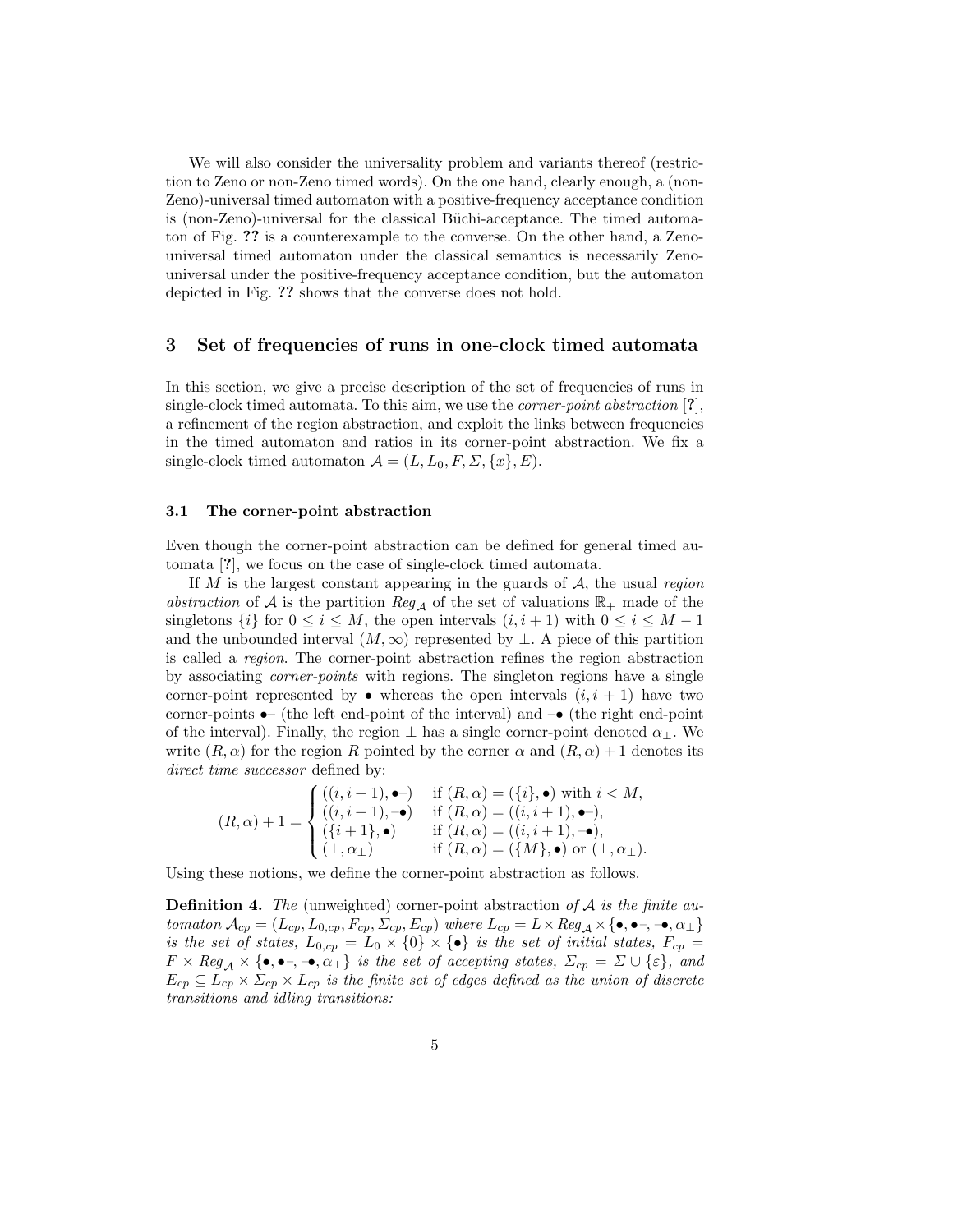We will also consider the universality problem and variants thereof (restriction to Zeno or non-Zeno timed words). On the one hand, clearly enough, a (non-Zeno)-universal timed automaton with a positive-frequency acceptance condition is (non-Zeno)-universal for the classical Büchi-acceptance. The timed automaton of Fig. **??** is a counterexample to the converse. On the other hand, a Zeno-universal timed automaton under the classical semantics is necessarily Zeno-universal under the positive-frequency acceptance condition, but the automaton depicted in Fig. **??** shows that the converse does not hold.

## 3 Set of frequencies of runs in one-clock timed automata

In this section, we give a precise description of the set of frequencies of runs in single-clock timed automata. To this aim, we use the *corner-point abstraction* [**?**], a refinement of the region abstraction, and exploit the links between frequencies in the timed automaton and ratios in its corner-point abstraction. We fix a single-clock timed automaton $\mathcal{A} = (L, L_0, F, \Sigma, \{x\}, E)$.

### 3.1 The corner-point abstraction

Even though the corner-point abstraction can be defined for general timed automata [**?**], we focus on the case of single-clock timed automata.

If $M$ is the largest constant appearing in the guards of $\mathcal{A}$, the usual *region abstraction* of $\mathcal{A}$ is the partition $Reg_{\mathcal{A}}$ of the set of valuations $\mathbb{R}_+$ made of the singletons $\{i\}$ for $0 \le i \le M$, the open intervals $(i, i+1)$ with $0 \le i \le M-1$ and the unbounded interval $(M, \infty)$ represented by $\perp$. A piece of this partition is called a *region*. The corner-point abstraction refines the region abstraction by associating *corner-points* with regions. The singleton regions have a single corner-point represented by $\bullet$ whereas the open intervals $(i, i+1)$ have two corner-points $\bullet\!-$ (the left end-point of the interval) and $-\!\bullet$ (the right end-point of the interval). Finally, the region $\perp$ has a single corner-point denoted $\alpha_\perp$. We write $(R, \alpha)$ for the region $R$ pointed by the corner $\alpha$ and $(R, \alpha) + 1$ denotes its *direct time successor* defined by:

$$
(R,\alpha)+1 = \begin{cases} ((i,i+1), \bullet\!-) & \text{if } (R,\alpha) = (\{i\}, \bullet) \text{ with } i < M, \\ ((i,i+1), -\!\bullet) & \text{if } (R,\alpha) = ((i,i+1), \bullet\!-), \\ (\{i+1\}, \bullet) & \text{if } (R,\alpha) = ((i,i+1), -\!\bullet), \\ (\perp, \alpha_\perp) & \text{if } (R,\alpha) = (\{M\}, \bullet) \text{ or } (\perp, \alpha_\perp). \end{cases}
$$

Using these notions, we define the corner-point abstraction as follows.

**Definition 4.** *The* (unweighted) corner-point abstraction *of $\mathcal{A}$ is the finite automaton $\mathcal{A}_{cp} = (L_{cp}, L_{0,cp}, F_{cp}, \Sigma_{cp}, E_{cp})$ where $L_{cp} = L \times Reg_{\mathcal{A}} \times \{\bullet, \bullet\!-, -\!\bullet, \alpha_\perp\}$ is the set of states, $L_{0,cp} = L_0 \times \{0\} \times \{\bullet\}$ is the set of initial states, $F_{cp} = F \times Reg_{\mathcal{A}} \times \{\bullet, \bullet\!-, -\!\bullet, \alpha_\perp\}$ is the set of accepting states, $\Sigma_{cp} = \Sigma \cup \{\varepsilon\}$, and $E_{cp} \subseteq L_{cp} \times \Sigma_{cp} \times L_{cp}$ is the finite set of edges defined as the union of discrete transitions and idling transitions:*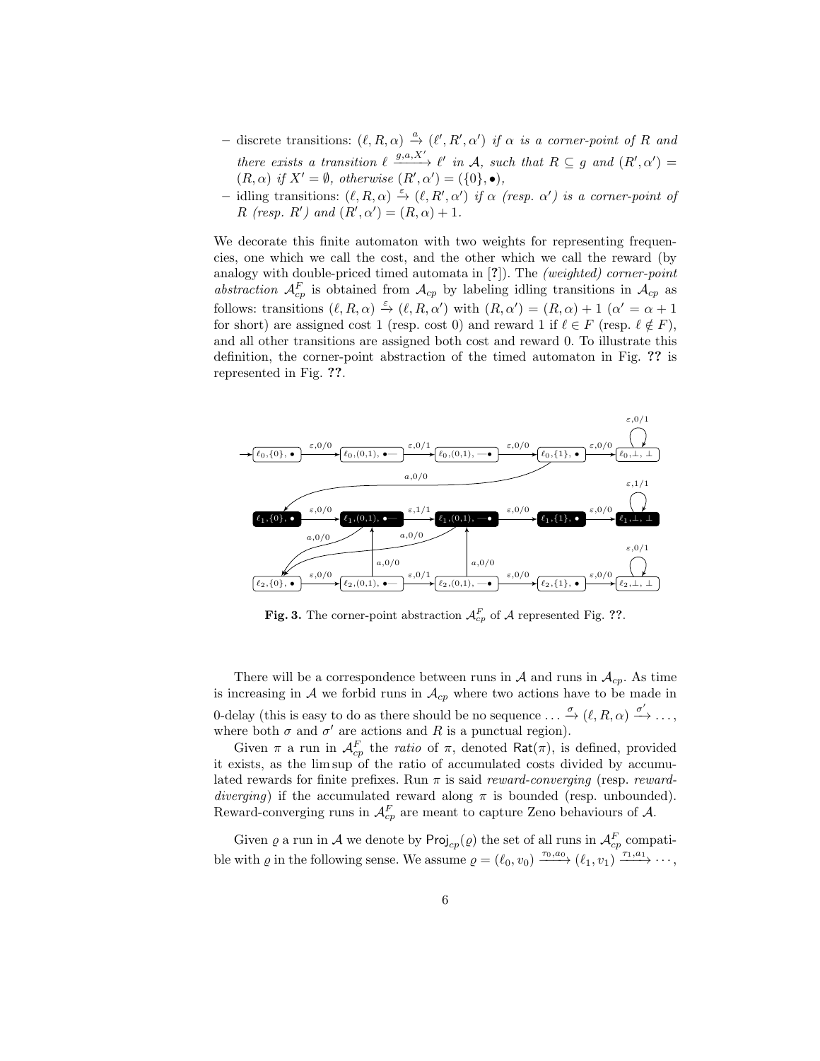– discrete transitions: $(\ell, R, \alpha) \xrightarrow{a} (\ell', R', \alpha')$ *if $\alpha$ is a corner-point of $R$ and there exists a transition $\ell \xrightarrow{g,a,X'} \ell'$ in $\mathcal{A}$, such that $R \subseteq g$ and $(R', \alpha') = (R, \alpha)$ if $X' = \emptyset$, otherwise $(R', \alpha') = (\{0\}, \bullet)$,*

– idling transitions: $(\ell, R, \alpha) \xrightarrow{\varepsilon} (\ell, R', \alpha')$ *if $\alpha$ (resp. $\alpha'$) is a corner-point of $R$ (resp. $R'$) and $(R', \alpha') = (R, \alpha) + 1$.*

We decorate this finite automaton with two weights for representing frequencies, one which we call the cost, and the other which we call the reward (by analogy with double-priced timed automata in [?]). The *(weighted) corner-point abstraction* $\mathcal{A}_{cp}^F$ is obtained from $\mathcal{A}_{cp}$ by labeling idling transitions in $\mathcal{A}_{cp}$ as follows: transitions $(\ell, R, \alpha) \xrightarrow{\varepsilon} (\ell, R, \alpha')$ with $(R, \alpha') = (R, \alpha) + 1$ ($\alpha' = \alpha + 1$ for short) are assigned cost 1 (resp. cost 0) and reward 1 if $\ell \in F$ (resp. $\ell \notin F$), and all other transitions are assigned both cost and reward 0. To illustrate this definition, the corner-point abstraction of the timed automaton in Fig. **??** is represented in Fig. **??**.

**Fig. 3.** The corner-point abstraction $\mathcal{A}_{cp}^F$ of $\mathcal{A}$ represented Fig. **??**.

There will be a correspondence between runs in $\mathcal{A}$ and runs in $\mathcal{A}_{cp}$. As time is increasing in $\mathcal{A}$ we forbid runs in $\mathcal{A}_{cp}$ where two actions have to be made in 0-delay (this is easy to do as there should be no sequence $\dots \xrightarrow{\sigma} (\ell, R, \alpha) \xrightarrow{\sigma'} \dots$, where both $\sigma$ and $\sigma'$ are actions and $R$ is a punctual region).

Given $\pi$ a run in $\mathcal{A}_{cp}^F$ the *ratio* of $\pi$, denoted $\mathsf{Rat}(\pi)$, is defined, provided it exists, as the lim sup of the ratio of accumulated costs divided by accumulated rewards for finite prefixes. Run $\pi$ is said *reward-converging* (resp. *reward-diverging*) if the accumulated reward along $\pi$ is bounded (resp. unbounded). Reward-converging runs in $\mathcal{A}_{cp}^F$ are meant to capture Zeno behaviours of $\mathcal{A}$.

Given $\varrho$ a run in $\mathcal{A}$ we denote by $\mathsf{Proj}_{cp}(\varrho)$ the set of all runs in $\mathcal{A}_{cp}^F$ compatible with $\varrho$ in the following sense. We assume $\varrho = (\ell_0, v_0) \xrightarrow{\tau_0, a_0} (\ell_1, v_1) \xrightarrow{\tau_1, a_1} \cdots,$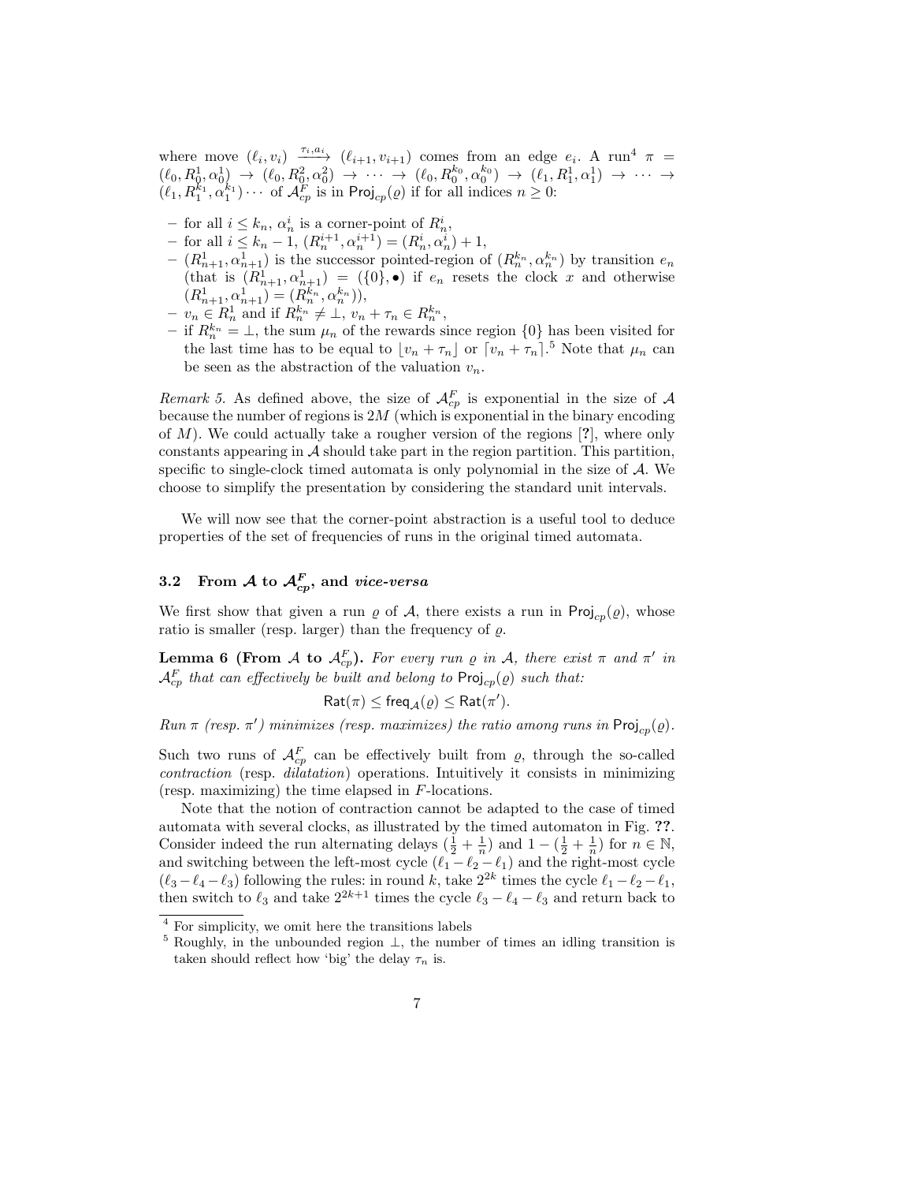where move $(\ell_i, v_i) \xrightarrow{\tau_i, a_i} (\ell_{i+1}, v_{i+1})$ comes from an edge $e_i$. A run[4] $\pi = (\ell_0, R_0^1, \alpha_0^1) \to (\ell_0, R_0^2, \alpha_0^2) \to \cdots \to (\ell_0, R_0^{k_0}, \alpha_0^{k_0}) \to (\ell_1, R_1^1, \alpha_1^1) \to \cdots \to (\ell_1, R_1^{k_1}, \alpha_1^{k_1}) \cdots$ of $\mathcal{A}_{cp}^F$ is in $\mathsf{Proj}_{cp}(\varrho)$ if for all indices $n \geq 0$:

- for all $i \leq k_n$, $\alpha_n^i$ is a corner-point of $R_n^i$,
- for all $i \leq k_n - 1$, $(R_n^{i+1}, \alpha_n^{i+1}) = (R_n^i, \alpha_n^i) + 1$,
- $(R_{n+1}^1, \alpha_{n+1}^1)$ is the successor pointed-region of $(R_n^{k_n}, \alpha_n^{k_n})$ by transition $e_n$ (that is $(R_{n+1}^1, \alpha_{n+1}^1) = (\{0\}, \bullet)$ if $e_n$ resets the clock $x$ and otherwise $(R_{n+1}^1, \alpha_{n+1}^1) = (R_n^{k_n}, \alpha_n^{k_n})$),
- $v_n \in R_n^1$ and if $R_n^{k_n} \neq \bot$, $v_n + \tau_n \in R_n^{k_n}$,
- if $R_n^{k_n} = \bot$, the sum $\mu_n$ of the rewards since region $\{0\}$ has been visited for the last time has to be equal to $\lfloor v_n + \tau_n \rfloor$ or $\lceil v_n + \tau_n \rceil$.[5] Note that $\mu_n$ can be seen as the abstraction of the valuation $v_n$.

*Remark 5.* As defined above, the size of $\mathcal{A}_{cp}^F$ is exponential in the size of $\mathcal{A}$ because the number of regions is $2M$ (which is exponential in the binary encoding of $M$). We could actually take a rougher version of the regions [?], where only constants appearing in $\mathcal{A}$ should take part in the region partition. This partition, specific to single-clock timed automata is only polynomial in the size of $\mathcal{A}$. We choose to simplify the presentation by considering the standard unit intervals.

We will now see that the corner-point abstraction is a useful tool to deduce properties of the set of frequencies of runs in the original timed automata.

### 3.2 From $\mathcal{A}$ to $\mathcal{A}_{cp}^F$, and *vice-versa*

We first show that given a run $\varrho$ of $\mathcal{A}$, there exists a run in $\mathsf{Proj}_{cp}(\varrho)$, whose ratio is smaller (resp. larger) than the frequency of $\varrho$.

**Lemma 6 (From $\mathcal{A}$ to $\mathcal{A}_{cp}^F$).** *For every run $\varrho$ in $\mathcal{A}$, there exist $\pi$ and $\pi'$ in $\mathcal{A}_{cp}^F$ that can effectively be built and belong to $\mathsf{Proj}_{cp}(\varrho)$ such that:*

$$\mathsf{Rat}(\pi) \leq \mathsf{freq}_{\mathcal{A}}(\varrho) \leq \mathsf{Rat}(\pi').$$

*Run $\pi$ (resp. $\pi'$) minimizes (resp. maximizes) the ratio among runs in $\mathsf{Proj}_{cp}(\varrho)$.*

Such two runs of $\mathcal{A}_{cp}^F$ can be effectively built from $\varrho$, through the so-called *contraction* (resp. *dilatation*) operations. Intuitively it consists in minimizing (resp. maximizing) the time elapsed in $F$-locations.

Note that the notion of contraction cannot be adapted to the case of timed automata with several clocks, as illustrated by the timed automaton in Fig. ??. Consider indeed the run alternating delays $(\frac{1}{2} + \frac{1}{n})$ and $1 - (\frac{1}{2} + \frac{1}{n})$ for $n \in \mathbb{N}$, and switching between the left-most cycle $(\ell_1 - \ell_2 - \ell_1)$ and the right-most cycle $(\ell_3 - \ell_4 - \ell_3)$ following the rules: in round $k$, take $2^{2k}$ times the cycle $\ell_1 - \ell_2 - \ell_1$, then switch to $\ell_3$ and take $2^{2k+1}$ times the cycle $\ell_3 - \ell_4 - \ell_3$ and return back to

[4] For simplicity, we omit here the transitions labels

[5] Roughly, in the unbounded region $\bot$, the number of times an idling transition is taken should reflect how 'big' the delay $\tau_n$ is.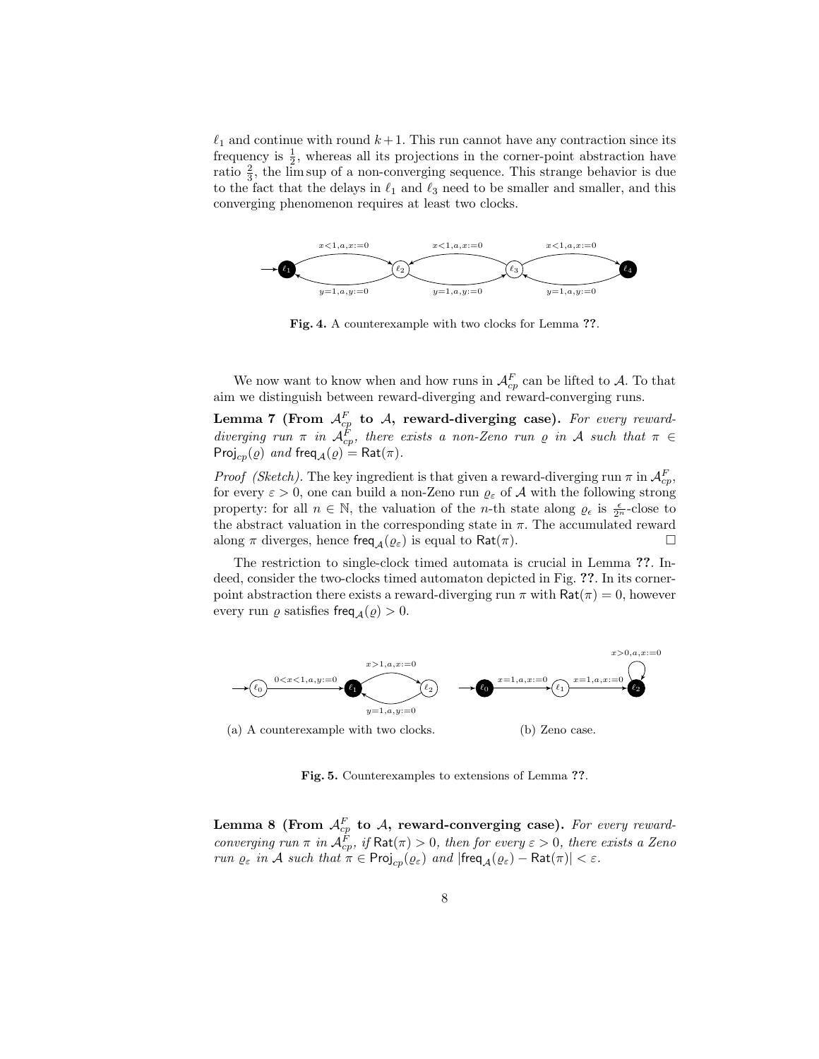$\ell_1$ and continue with round $k+1$. This run cannot have any contraction since its frequency is $\frac{1}{2}$, whereas all its projections in the corner-point abstraction have ratio $\frac{2}{3}$, the lim sup of a non-converging sequence. This strange behavior is due to the fact that the delays in $\ell_1$ and $\ell_3$ need to be smaller and smaller, and this converging phenomenon requires at least two clocks.

**Fig. 4.** A counterexample with two clocks for Lemma **??**.

We now want to know when and how runs in $\mathcal{A}_{cp}^F$ can be lifted to $\mathcal{A}$. To that aim we distinguish between reward-diverging and reward-converging runs.

**Lemma 7 (From $\mathcal{A}_{cp}^F$ to $\mathcal{A}$, reward-diverging case).** *For every reward-diverging run $\pi$ in $\mathcal{A}_{cp}^F$, there exists a non-Zeno run $\varrho$ in $\mathcal{A}$ such that $\pi \in \mathsf{Proj}_{cp}(\varrho)$ and $\mathsf{freq}_{\mathcal{A}}(\varrho) = \mathsf{Rat}(\pi)$.*

*Proof (Sketch).* The key ingredient is that given a reward-diverging run $\pi$ in $\mathcal{A}_{cp}^F$, for every $\varepsilon > 0$, one can build a non-Zeno run $\varrho_\varepsilon$ of $\mathcal{A}$ with the following strong property: for all $n \in \mathbb{N}$, the valuation of the $n$-th state along $\varrho_\epsilon$ is $\frac{\epsilon}{2^n}$-close to the abstract valuation in the corresponding state in $\pi$. The accumulated reward along $\pi$ diverges, hence $\mathsf{freq}_{\mathcal{A}}(\varrho_\varepsilon)$ is equal to $\mathsf{Rat}(\pi)$. □

The restriction to single-clock timed automata is crucial in Lemma **??**. Indeed, consider the two-clocks timed automaton depicted in Fig. **??**. In its corner-point abstraction there exists a reward-diverging run $\pi$ with $\mathsf{Rat}(\pi) = 0$, however every run $\varrho$ satisfies $\mathsf{freq}_{\mathcal{A}}(\varrho) > 0$.

(a) A counterexample with two clocks.

(b) Zeno case.

**Fig. 5.** Counterexamples to extensions of Lemma **??**.

**Lemma 8 (From $\mathcal{A}_{cp}^F$ to $\mathcal{A}$, reward-converging case).** *For every reward-converging run $\pi$ in $\mathcal{A}_{cp}^F$, if $\mathsf{Rat}(\pi) > 0$, then for every $\varepsilon > 0$, there exists a Zeno run $\varrho_\varepsilon$ in $\mathcal{A}$ such that $\pi \in \mathsf{Proj}_{cp}(\varrho_\varepsilon)$ and $|\mathsf{freq}_{\mathcal{A}}(\varrho_\varepsilon) - \mathsf{Rat}(\pi)| < \varepsilon$.*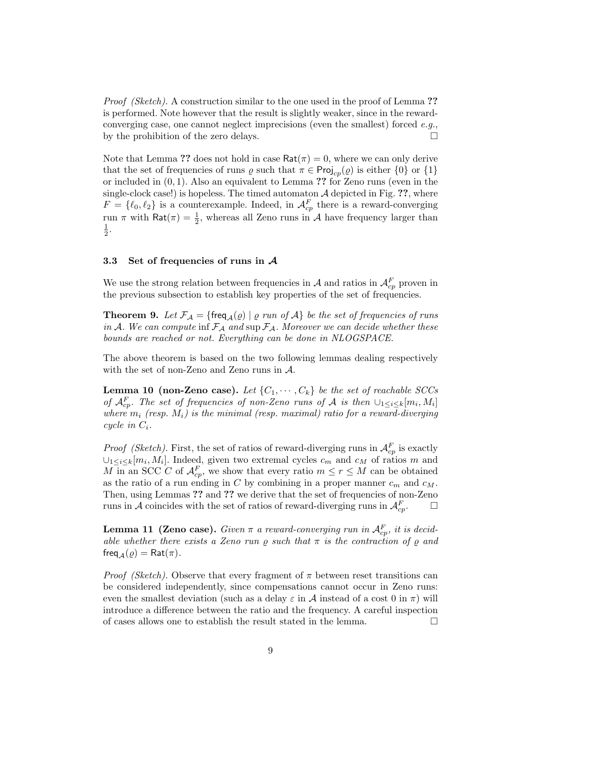*Proof (Sketch).* A construction similar to the one used in the proof of Lemma **??** is performed. Note however that the result is slightly weaker, since in the reward-converging case, one cannot neglect imprecisions (even the smallest) forced *e.g.*, by the prohibition of the zero delays. □

Note that Lemma **??** does not hold in case $\mathsf{Rat}(\pi) = 0$, where we can only derive that the set of frequencies of runs $\varrho$ such that $\pi \in \mathsf{Proj}_{cp}(\varrho)$ is either $\{0\}$ or $\{1\}$ or included in $(0, 1)$. Also an equivalent to Lemma **??** for Zeno runs (even in the single-clock case!) is hopeless. The timed automaton $\mathcal{A}$ depicted in Fig. **??**, where $F = \{\ell_0, \ell_2\}$ is a counterexample. Indeed, in $\mathcal{A}_{cp}^F$ there is a reward-converging run $\pi$ with $\mathsf{Rat}(\pi) = \frac{1}{2}$, whereas all Zeno runs in $\mathcal{A}$ have frequency larger than $\frac{1}{2}$.

### 3.3 Set of frequencies of runs in $\mathcal{A}$

We use the strong relation between frequencies in $\mathcal{A}$ and ratios in $\mathcal{A}_{cp}^F$ proven in the previous subsection to establish key properties of the set of frequencies.

**Theorem 9.** *Let $\mathcal{F}_\mathcal{A} = \{\mathsf{freq}_\mathcal{A}(\varrho) \mid \varrho \text{ run of } \mathcal{A}\}$ be the set of frequencies of runs in $\mathcal{A}$. We can compute $\inf \mathcal{F}_\mathcal{A}$ and $\sup \mathcal{F}_\mathcal{A}$. Moreover we can decide whether these bounds are reached or not. Everything can be done in NLOGSPACE.*

The above theorem is based on the two following lemmas dealing respectively with the set of non-Zeno and Zeno runs in $\mathcal{A}$.

**Lemma 10 (non-Zeno case).** *Let $\{C_1, \cdots, C_k\}$ be the set of reachable SCCs of $\mathcal{A}_{cp}^F$. The set of frequencies of non-Zeno runs of $\mathcal{A}$ is then $\cup_{1 \leq i \leq k}[m_i, M_i]$ where $m_i$ (resp. $M_i$) is the minimal (resp. maximal) ratio for a reward-diverging cycle in $C_i$.*

*Proof (Sketch).* First, the set of ratios of reward-diverging runs in $\mathcal{A}_{cp}^F$ is exactly $\cup_{1 \leq i \leq k}[m_i, M_i]$. Indeed, given two extremal cycles $c_m$ and $c_M$ of ratios $m$ and $M$ in an SCC $C$ of $\mathcal{A}_{cp}^F$, we show that every ratio $m \leq r \leq M$ can be obtained as the ratio of a run ending in $C$ by combining in a proper manner $c_m$ and $c_M$. Then, using Lemmas **??** and **??** we derive that the set of frequencies of non-Zeno runs in $\mathcal{A}$ coincides with the set of ratios of reward-diverging runs in $\mathcal{A}_{cp}^F$. □

**Lemma 11 (Zeno case).** *Given $\pi$ a reward-converging run in $\mathcal{A}_{cp}^F$, it is decidable whether there exists a Zeno run $\varrho$ such that $\pi$ is the contraction of $\varrho$ and $\mathsf{freq}_\mathcal{A}(\varrho) = \mathsf{Rat}(\pi)$.*

*Proof (Sketch).* Observe that every fragment of $\pi$ between reset transitions can be considered independently, since compensations cannot occur in Zeno runs: even the smallest deviation (such as a delay $\varepsilon$ in $\mathcal{A}$ instead of a cost 0 in $\pi$) will introduce a difference between the ratio and the frequency. A careful inspection of cases allows one to establish the result stated in the lemma. □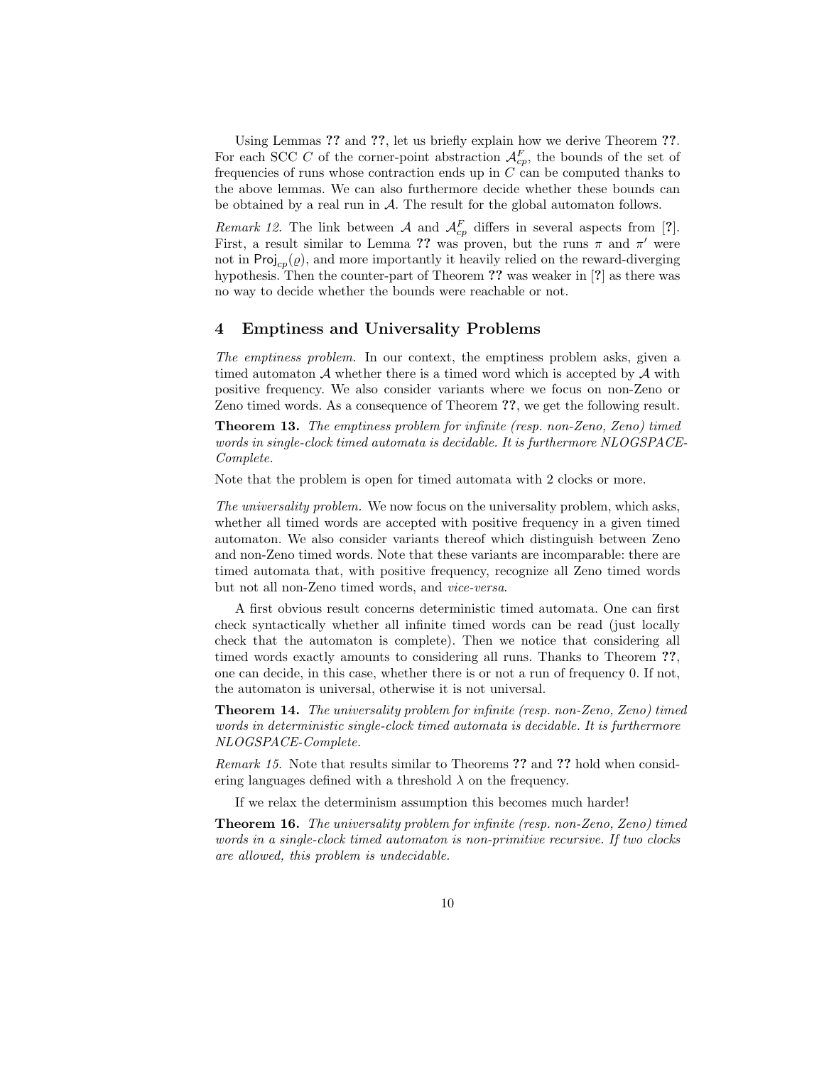Using Lemmas **??** and **??**, let us briefly explain how we derive Theorem **??**. For each SCC $C$ of the corner-point abstraction $\mathcal{A}_{cp}^F$, the bounds of the set of frequencies of runs whose contraction ends up in $C$ can be computed thanks to the above lemmas. We can also furthermore decide whether these bounds can be obtained by a real run in $\mathcal{A}$. The result for the global automaton follows.

*Remark 12.* The link between $\mathcal{A}$ and $\mathcal{A}_{cp}^F$ differs in several aspects from [**?**]. First, a result similar to Lemma **??** was proven, but the runs $\pi$ and $\pi'$ were not in $\mathsf{Proj}_{cp}(\varrho)$, and more importantly it heavily relied on the reward-diverging hypothesis. Then the counter-part of Theorem **??** was weaker in [**?**] as there was no way to decide whether the bounds were reachable or not.

## 4 Emptiness and Universality Problems

*The emptiness problem.* In our context, the emptiness problem asks, given a timed automaton $\mathcal{A}$ whether there is a timed word which is accepted by $\mathcal{A}$ with positive frequency. We also consider variants where we focus on non-Zeno or Zeno timed words. As a consequence of Theorem **??**, we get the following result.

**Theorem 13.** *The emptiness problem for infinite (resp. non-Zeno, Zeno) timed words in single-clock timed automata is decidable. It is furthermore NLOGSPACE-Complete.*

Note that the problem is open for timed automata with 2 clocks or more.

*The universality problem.* We now focus on the universality problem, which asks, whether all timed words are accepted with positive frequency in a given timed automaton. We also consider variants thereof which distinguish between Zeno and non-Zeno timed words. Note that these variants are incomparable: there are timed automata that, with positive frequency, recognize all Zeno timed words but not all non-Zeno timed words, and *vice-versa*.

A first obvious result concerns deterministic timed automata. One can first check syntactically whether all infinite timed words can be read (just locally check that the automaton is complete). Then we notice that considering all timed words exactly amounts to considering all runs. Thanks to Theorem **??**, one can decide, in this case, whether there is or not a run of frequency 0. If not, the automaton is universal, otherwise it is not universal.

**Theorem 14.** *The universality problem for infinite (resp. non-Zeno, Zeno) timed words in deterministic single-clock timed automata is decidable. It is furthermore NLOGSPACE-Complete.*

*Remark 15.* Note that results similar to Theorems **??** and **??** hold when considering languages defined with a threshold $\lambda$ on the frequency.

If we relax the determinism assumption this becomes much harder!

**Theorem 16.** *The universality problem for infinite (resp. non-Zeno, Zeno) timed words in a single-clock timed automaton is non-primitive recursive. If two clocks are allowed, this problem is undecidable.*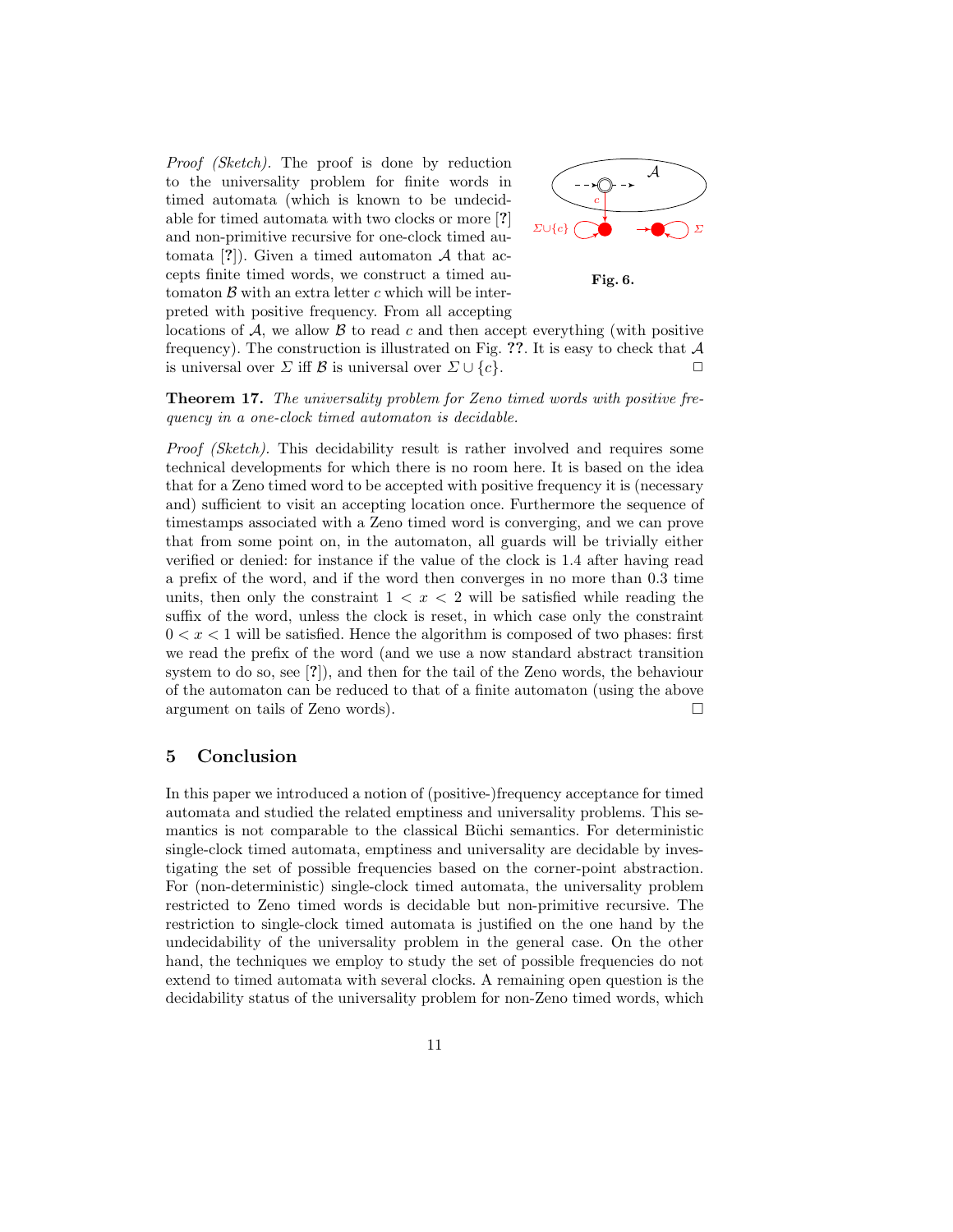*Proof (Sketch).* The proof is done by reduction to the universality problem for finite words in timed automata (which is known to be undecidable for timed automata with two clocks or more [?] and non-primitive recursive for one-clock timed automata [?]). Given a timed automaton $\mathcal{A}$ that accepts finite timed words, we construct a timed automaton $\mathcal{B}$ with an extra letter $c$ which will be interpreted with positive frequency. From all accepting locations of $\mathcal{A}$, we allow $\mathcal{B}$ to read $c$ and then accept everything (with positive frequency). The construction is illustrated on Fig. **??**. It is easy to check that $\mathcal{A}$ is universal over $\Sigma$ iff $\mathcal{B}$ is universal over $\Sigma \cup \{c\}$. □

**Fig. 6.**

**Theorem 17.** *The universality problem for Zeno timed words with positive frequency in a one-clock timed automaton is decidable.*

*Proof (Sketch).* This decidability result is rather involved and requires some technical developments for which there is no room here. It is based on the idea that for a Zeno timed word to be accepted with positive frequency it is (necessary and) sufficient to visit an accepting location once. Furthermore the sequence of timestamps associated with a Zeno timed word is converging, and we can prove that from some point on, in the automaton, all guards will be trivially either verified or denied: for instance if the value of the clock is 1.4 after having read a prefix of the word, and if the word then converges in no more than 0.3 time units, then only the constraint $1 < x < 2$ will be satisfied while reading the suffix of the word, unless the clock is reset, in which case only the constraint $0 < x < 1$ will be satisfied. Hence the algorithm is composed of two phases: first we read the prefix of the word (and we use a now standard abstract transition system to do so, see [?]), and then for the tail of the Zeno words, the behaviour of the automaton can be reduced to that of a finite automaton (using the above argument on tails of Zeno words). □

## 5 Conclusion

In this paper we introduced a notion of (positive-)frequency acceptance for timed automata and studied the related emptiness and universality problems. This semantics is not comparable to the classical Büchi semantics. For deterministic single-clock timed automata, emptiness and universality are decidable by investigating the set of possible frequencies based on the corner-point abstraction. For (non-deterministic) single-clock timed automata, the universality problem restricted to Zeno timed words is decidable but non-primitive recursive. The restriction to single-clock timed automata is justified on the one hand by the undecidability of the universality problem in the general case. On the other hand, the techniques we employ to study the set of possible frequencies do not extend to timed automata with several clocks. A remaining open question is the decidability status of the universality problem for non-Zeno timed words, which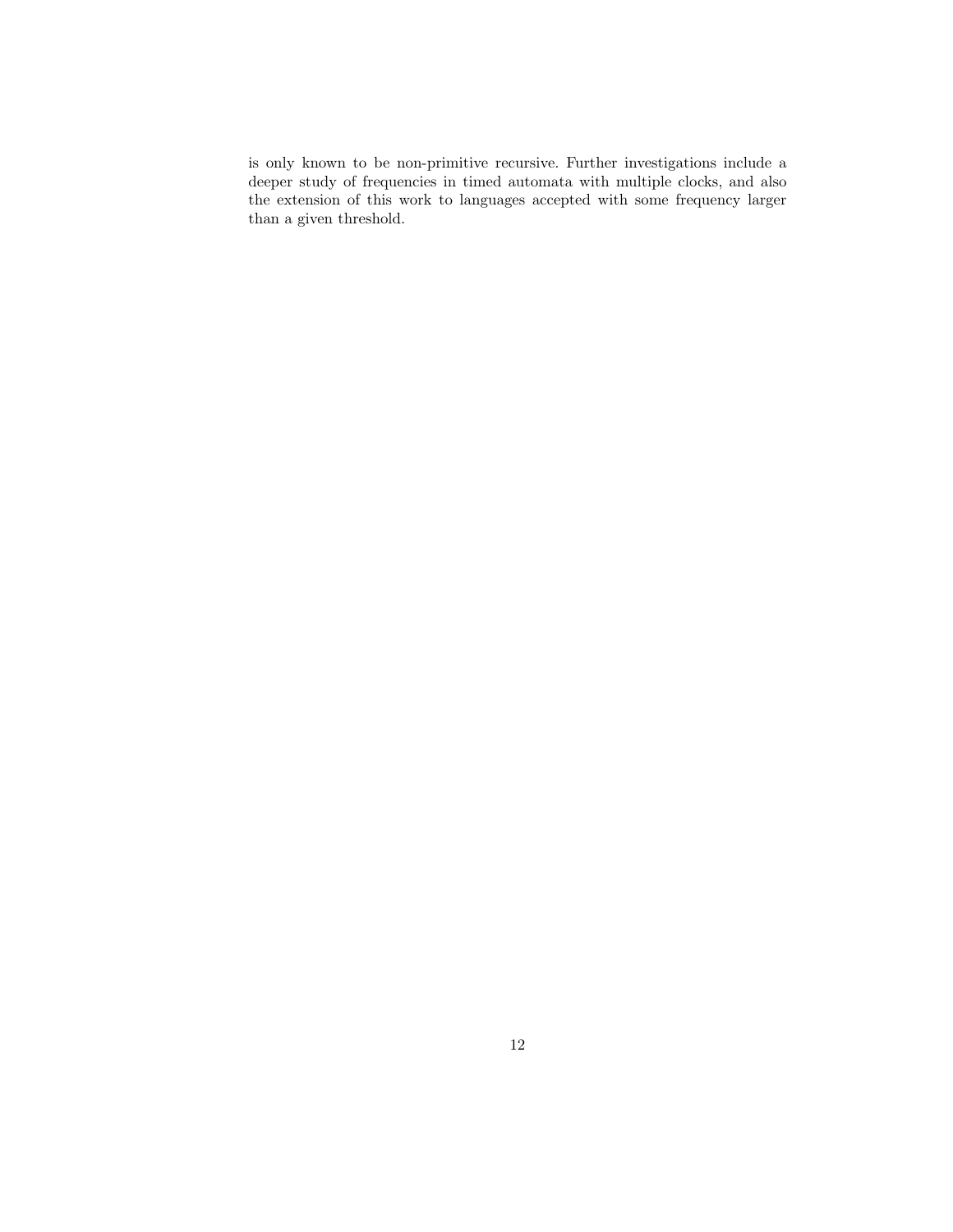is only known to be non-primitive recursive. Further investigations include a deeper study of frequencies in timed automata with multiple clocks, and also the extension of this work to languages accepted with some frequency larger than a given threshold.